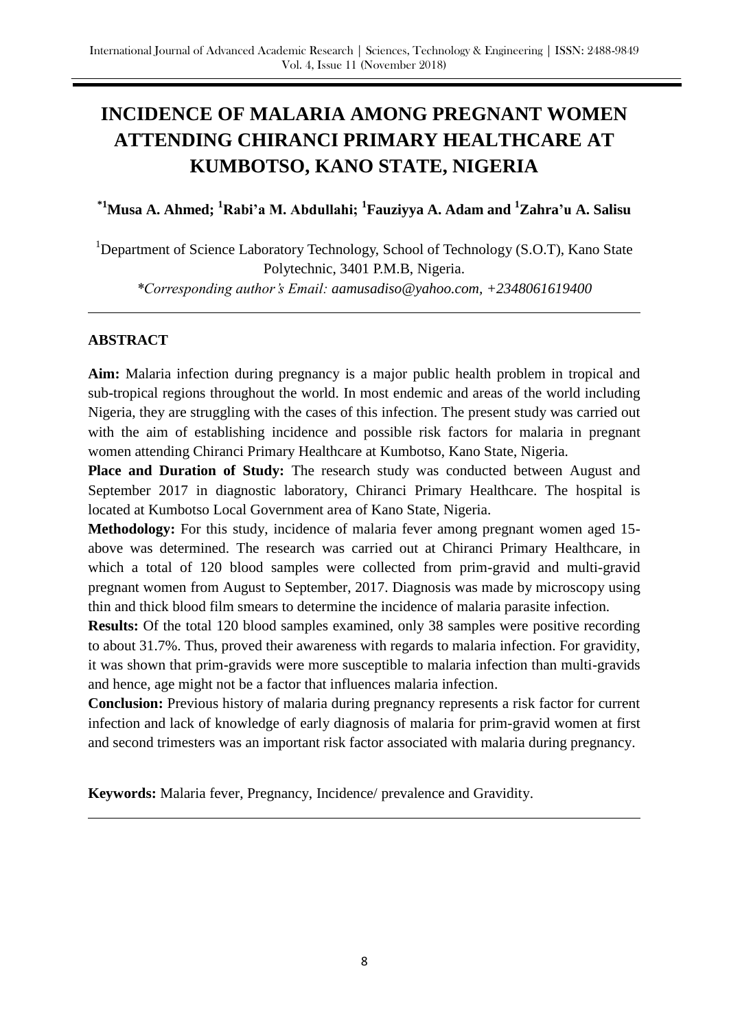# INCIDENCE OF MALARIA AMONG PREGNANT WOMEN ATTENDING CHIRANCI PRIMARY HEALTHCARE AT KUMBOTSO, KANO STATE, NIGERIA

**[*1]Musa A. Ahmed; [1]Rabi'a M. Abdullahi; [1]Fauziyya A. Adam and [1]Zahra'u A. Salisu**

[1]Department of Science Laboratory Technology, School of Technology (S.O.T), Kano State Polytechnic, 3401 P.M.B, Nigeria.

*\*Corresponding author's Email: aamusadiso@yahoo.com, +2348061619400*

---

## ABSTRACT

**Aim:** Malaria infection during pregnancy is a major public health problem in tropical and sub-tropical regions throughout the world. In most endemic and areas of the world including Nigeria, they are struggling with the cases of this infection. The present study was carried out with the aim of establishing incidence and possible risk factors for malaria in pregnant women attending Chiranci Primary Healthcare at Kumbotso, Kano State, Nigeria.

**Place and Duration of Study:** The research study was conducted between August and September 2017 in diagnostic laboratory, Chiranci Primary Healthcare. The hospital is located at Kumbotso Local Government area of Kano State, Nigeria.

**Methodology:** For this study, incidence of malaria fever among pregnant women aged 15-above was determined. The research was carried out at Chiranci Primary Healthcare, in which a total of 120 blood samples were collected from prim-gravid and multi-gravid pregnant women from August to September, 2017. Diagnosis was made by microscopy using thin and thick blood film smears to determine the incidence of malaria parasite infection.

**Results:** Of the total 120 blood samples examined, only 38 samples were positive recording to about 31.7%. Thus, proved their awareness with regards to malaria infection. For gravidity, it was shown that prim-gravids were more susceptible to malaria infection than multi-gravids and hence, age might not be a factor that influences malaria infection.

**Conclusion:** Previous history of malaria during pregnancy represents a risk factor for current infection and lack of knowledge of early diagnosis of malaria for prim-gravid women at first and second trimesters was an important risk factor associated with malaria during pregnancy.

**Keywords:** Malaria fever, Pregnancy, Incidence/ prevalence and Gravidity.

---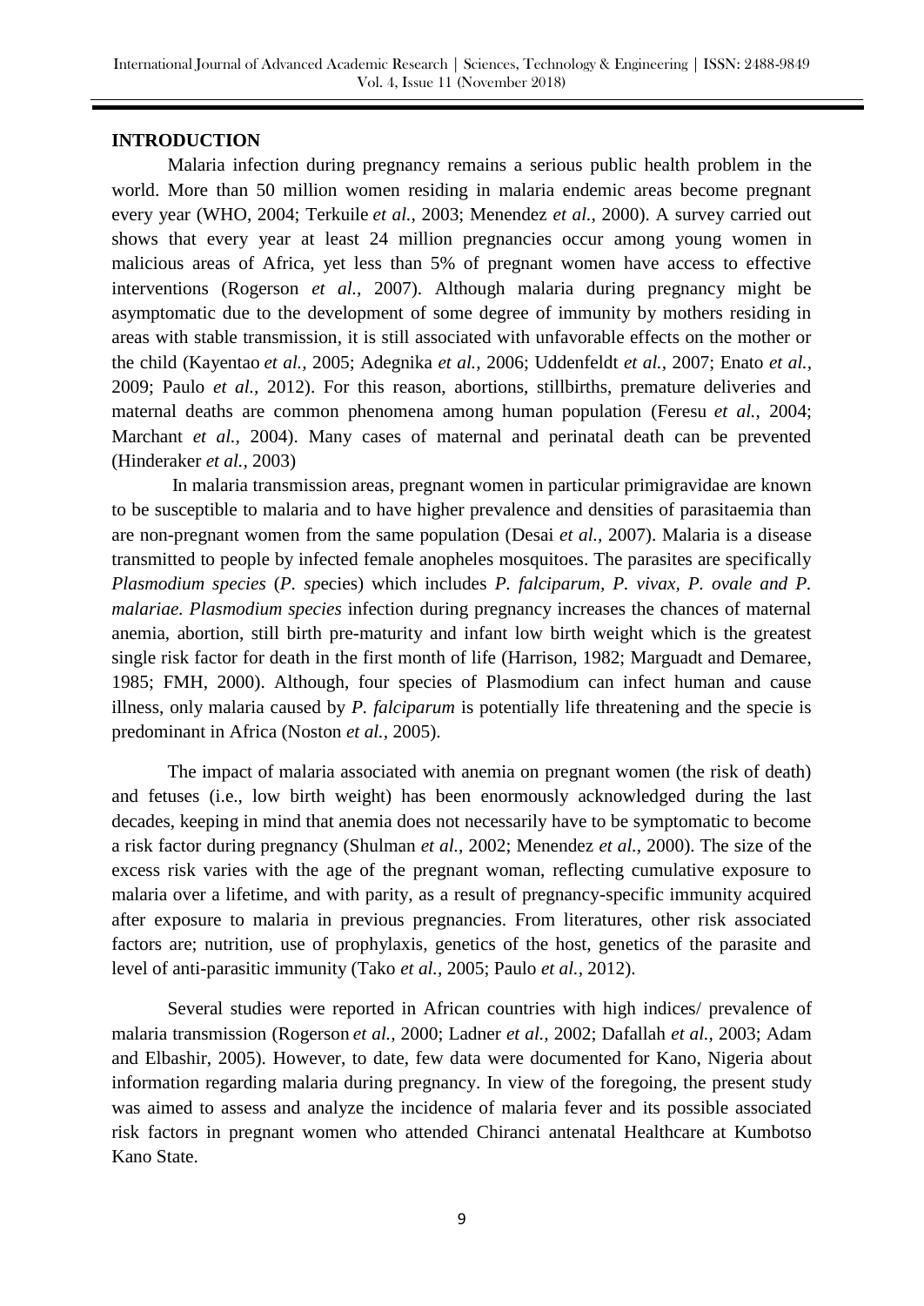## INTRODUCTION

Malaria infection during pregnancy remains a serious public health problem in the world. More than 50 million women residing in malaria endemic areas become pregnant every year (WHO, 2004; Terkuile *et al.,* 2003; Menendez *et al.,* 2000). A survey carried out shows that every year at least 24 million pregnancies occur among young women in malicious areas of Africa, yet less than 5% of pregnant women have access to effective interventions (Rogerson *et al.,* 2007). Although malaria during pregnancy might be asymptomatic due to the development of some degree of immunity by mothers residing in areas with stable transmission, it is still associated with unfavorable effects on the mother or the child (Kayentao *et al.,* 2005; Adegnika *et al.,* 2006; Uddenfeldt *et al.,* 2007; Enato *et al.,* 2009; Paulo *et al.,* 2012). For this reason, abortions, stillbirths, premature deliveries and maternal deaths are common phenomena among human population (Feresu *et al.,* 2004; Marchant *et al.,* 2004). Many cases of maternal and perinatal death can be prevented (Hinderaker *et al.,* 2003)

In malaria transmission areas, pregnant women in particular primigravidae are known to be susceptible to malaria and to have higher prevalence and densities of parasitaemia than are non-pregnant women from the same population (Desai *et al.,* 2007). Malaria is a disease transmitted to people by infected female anopheles mosquitoes. The parasites are specifically *Plasmodium species* (*P. sp*ecies) which includes *P. falciparum, P. vivax, P. ovale and P. malariae. Plasmodium species* infection during pregnancy increases the chances of maternal anemia, abortion, still birth pre-maturity and infant low birth weight which is the greatest single risk factor for death in the first month of life (Harrison, 1982; Marguadt and Demaree, 1985; FMH, 2000). Although, four species of Plasmodium can infect human and cause illness, only malaria caused by *P. falciparum* is potentially life threatening and the specie is predominant in Africa (Noston *et al.,* 2005).

The impact of malaria associated with anemia on pregnant women (the risk of death) and fetuses (i.e., low birth weight) has been enormously acknowledged during the last decades, keeping in mind that anemia does not necessarily have to be symptomatic to become a risk factor during pregnancy (Shulman *et al.,* 2002; Menendez *et al.,* 2000). The size of the excess risk varies with the age of the pregnant woman, reflecting cumulative exposure to malaria over a lifetime, and with parity, as a result of pregnancy-specific immunity acquired after exposure to malaria in previous pregnancies. From literatures, other risk associated factors are; nutrition, use of prophylaxis, genetics of the host, genetics of the parasite and level of anti-parasitic immunity (Tako *et al.,* 2005; Paulo *et al.,* 2012).

Several studies were reported in African countries with high indices/ prevalence of malaria transmission (Rogerson *et al.,* 2000; Ladner *et al.,* 2002; Dafallah *et al.,* 2003; Adam and Elbashir, 2005). However, to date, few data were documented for Kano, Nigeria about information regarding malaria during pregnancy. In view of the foregoing, the present study was aimed to assess and analyze the incidence of malaria fever and its possible associated risk factors in pregnant women who attended Chiranci antenatal Healthcare at Kumbotso Kano State.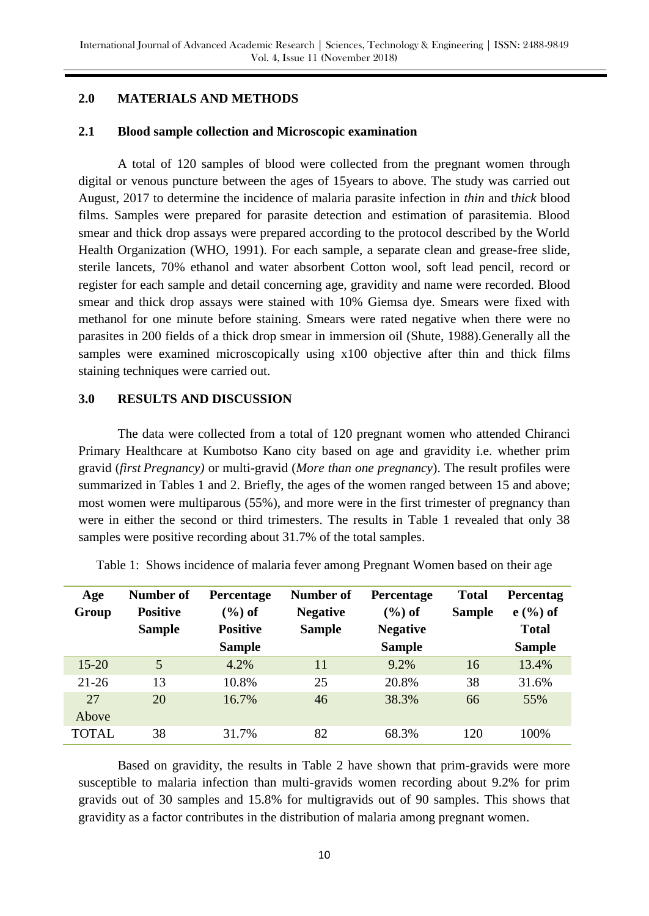## 2.0 MATERIALS AND METHODS

### 2.1 Blood sample collection and Microscopic examination

A total of 120 samples of blood were collected from the pregnant women through digital or venous puncture between the ages of 15years to above. The study was carried out August, 2017 to determine the incidence of malaria parasite infection in *thin* and t*hick* blood films. Samples were prepared for parasite detection and estimation of parasitemia. Blood smear and thick drop assays were prepared according to the protocol described by the World Health Organization (WHO, 1991). For each sample, a separate clean and grease-free slide, sterile lancets, 70% ethanol and water absorbent Cotton wool, soft lead pencil, record or register for each sample and detail concerning age, gravidity and name were recorded. Blood smear and thick drop assays were stained with 10% Giemsa dye. Smears were fixed with methanol for one minute before staining. Smears were rated negative when there were no parasites in 200 fields of a thick drop smear in immersion oil (Shute, 1988).Generally all the samples were examined microscopically using x100 objective after thin and thick films staining techniques were carried out.

## 3.0 RESULTS AND DISCUSSION

The data were collected from a total of 120 pregnant women who attended Chiranci Primary Healthcare at Kumbotso Kano city based on age and gravidity i.e. whether prim gravid (*first Pregnancy)* or multi-gravid (*More than one pregnancy*). The result profiles were summarized in Tables 1 and 2. Briefly, the ages of the women ranged between 15 and above; most women were multiparous (55%), and more were in the first trimester of pregnancy than were in either the second or third trimesters. The results in Table 1 revealed that only 38 samples were positive recording about 31.7% of the total samples.

Table 1: Shows incidence of malaria fever among Pregnant Women based on their age

| Age Group | Number of Positive Sample | Percentage (%) of Positive Sample | Number of Negative Sample | Percentage (%) of Negative Sample | Total Sample | Percentage (%) of Total Sample |
|---|---|---|---|---|---|---|
| 15-20 | 5 | 4.2% | 11 | 9.2% | 16 | 13.4% |
| 21-26 | 13 | 10.8% | 25 | 20.8% | 38 | 31.6% |
| 27 Above | 20 | 16.7% | 46 | 38.3% | 66 | 55% |
| TOTAL | 38 | 31.7% | 82 | 68.3% | 120 | 100% |

Based on gravidity, the results in Table 2 have shown that prim-gravids were more susceptible to malaria infection than multi-gravids women recording about 9.2% for prim gravids out of 30 samples and 15.8% for multigravids out of 90 samples. This shows that gravidity as a factor contributes in the distribution of malaria among pregnant women.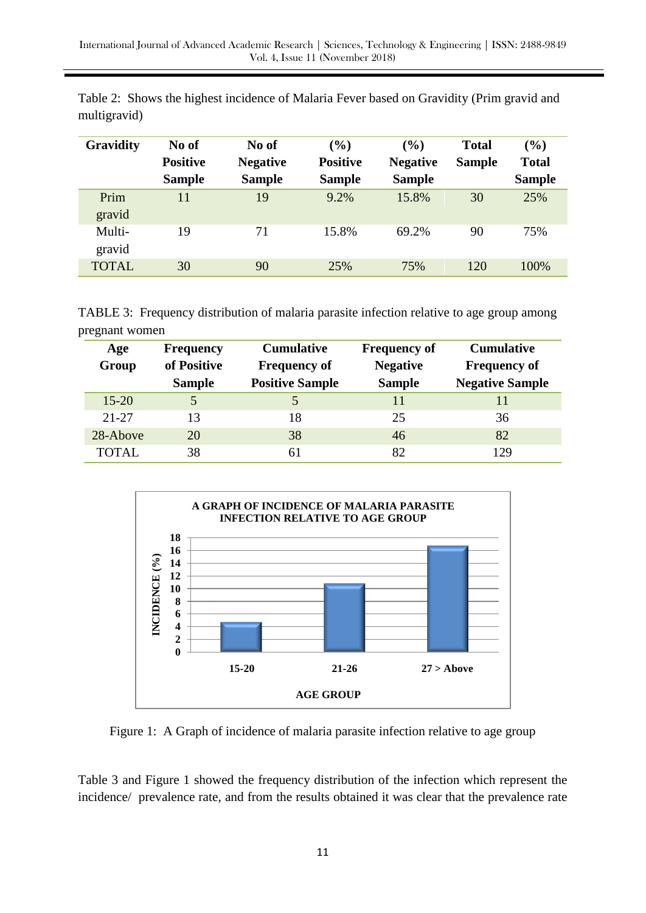Table 2: Shows the highest incidence of Malaria Fever based on Gravidity (Prim gravid and multigravid)

| Gravidity | No of Positive Sample | No of Negative Sample | (%) Positive Sample | (%) Negative Sample | Total Sample | (%) Total Sample |
|---|---|---|---|---|---|---|
| Prim gravid | 11 | 19 | 9.2% | 15.8% | 30 | 25% |
| Multi-gravid | 19 | 71 | 15.8% | 69.2% | 90 | 75% |
| TOTAL | 30 | 90 | 25% | 75% | 120 | 100% |

TABLE 3: Frequency distribution of malaria parasite infection relative to age group among pregnant women

| Age Group | Frequency of Positive Sample | Cumulative Frequency of Positive Sample | Frequency of Negative Sample | Cumulative Frequency of Negative Sample |
|---|---|---|---|---|
| 15-20 | 5 | 5 | 11 | 11 |
| 21-27 | 13 | 18 | 25 | 36 |
| 28-Above | 20 | 38 | 46 | 82 |
| TOTAL | 38 | 61 | 82 | 129 |

Figure 1: A Graph of incidence of malaria parasite infection relative to age group

Table 3 and Figure 1 showed the frequency distribution of the infection which represent the incidence/ prevalence rate, and from the results obtained it was clear that the prevalence rate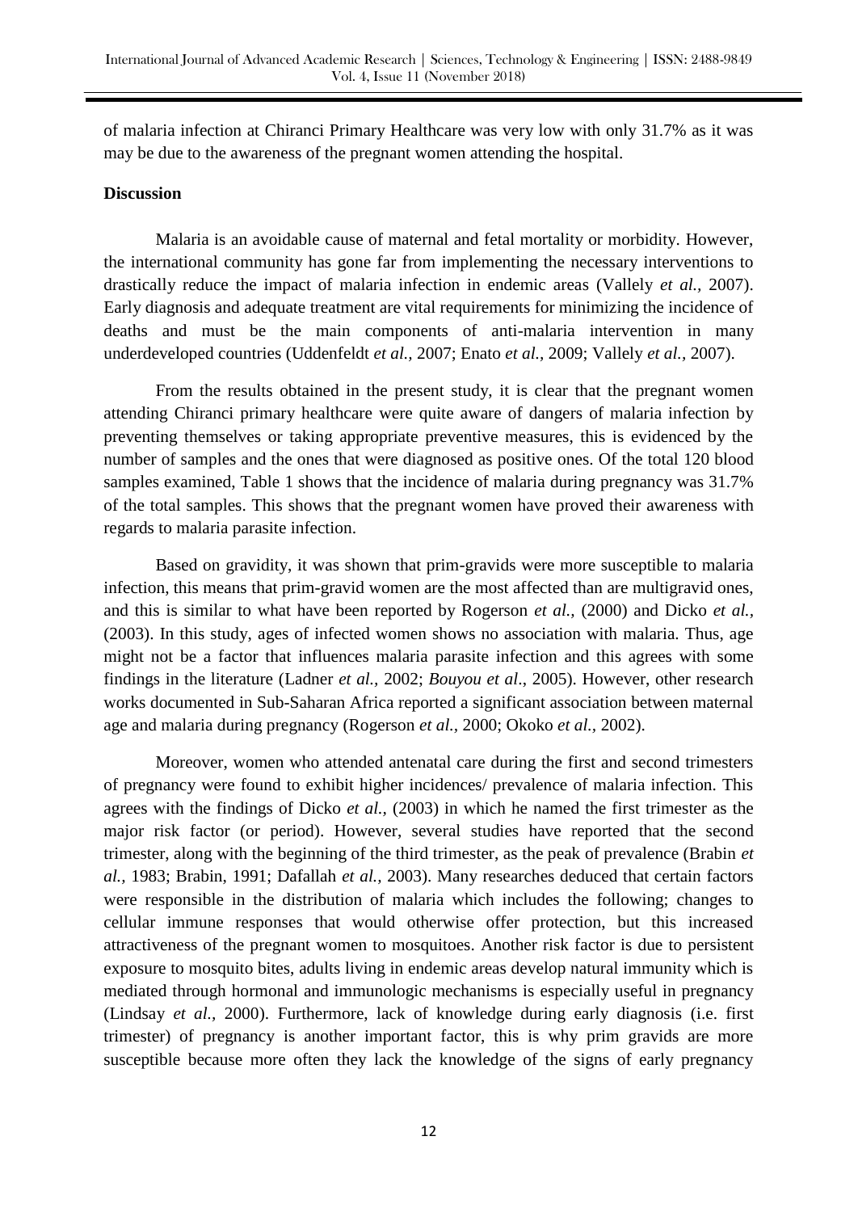of malaria infection at Chiranci Primary Healthcare was very low with only 31.7% as it was may be due to the awareness of the pregnant women attending the hospital.

## Discussion

Malaria is an avoidable cause of maternal and fetal mortality or morbidity. However, the international community has gone far from implementing the necessary interventions to drastically reduce the impact of malaria infection in endemic areas (Vallely *et al.,* 2007). Early diagnosis and adequate treatment are vital requirements for minimizing the incidence of deaths and must be the main components of anti-malaria intervention in many underdeveloped countries (Uddenfeldt *et al.,* 2007; Enato *et al.,* 2009; Vallely *et al.,* 2007).

From the results obtained in the present study, it is clear that the pregnant women attending Chiranci primary healthcare were quite aware of dangers of malaria infection by preventing themselves or taking appropriate preventive measures, this is evidenced by the number of samples and the ones that were diagnosed as positive ones. Of the total 120 blood samples examined, Table 1 shows that the incidence of malaria during pregnancy was 31.7% of the total samples. This shows that the pregnant women have proved their awareness with regards to malaria parasite infection.

Based on gravidity, it was shown that prim-gravids were more susceptible to malaria infection, this means that prim-gravid women are the most affected than are multigravid ones, and this is similar to what have been reported by Rogerson *et al.,* (2000) and Dicko *et al.,* (2003). In this study, ages of infected women shows no association with malaria. Thus, age might not be a factor that influences malaria parasite infection and this agrees with some findings in the literature (Ladner *et al.,* 2002; *Bouyou et al*., 2005). However, other research works documented in Sub-Saharan Africa reported a significant association between maternal age and malaria during pregnancy (Rogerson *et al.,* 2000; Okoko *et al.,* 2002).

Moreover, women who attended antenatal care during the first and second trimesters of pregnancy were found to exhibit higher incidences/ prevalence of malaria infection. This agrees with the findings of Dicko *et al.,* (2003) in which he named the first trimester as the major risk factor (or period). However, several studies have reported that the second trimester, along with the beginning of the third trimester, as the peak of prevalence (Brabin *et al.,* 1983; Brabin, 1991; Dafallah *et al.,* 2003). Many researches deduced that certain factors were responsible in the distribution of malaria which includes the following; changes to cellular immune responses that would otherwise offer protection, but this increased attractiveness of the pregnant women to mosquitoes. Another risk factor is due to persistent exposure to mosquito bites, adults living in endemic areas develop natural immunity which is mediated through hormonal and immunologic mechanisms is especially useful in pregnancy (Lindsay *et al.,* 2000). Furthermore, lack of knowledge during early diagnosis (i.e. first trimester) of pregnancy is another important factor, this is why prim gravids are more susceptible because more often they lack the knowledge of the signs of early pregnancy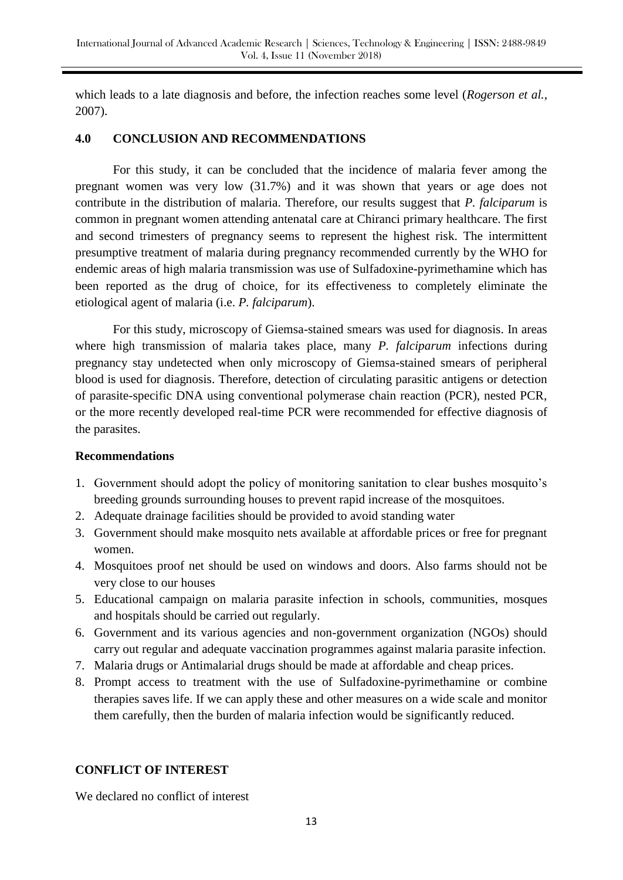which leads to a late diagnosis and before, the infection reaches some level (*Rogerson et al.*, 2007).

## 4.0 CONCLUSION AND RECOMMENDATIONS

For this study, it can be concluded that the incidence of malaria fever among the pregnant women was very low (31.7%) and it was shown that years or age does not contribute in the distribution of malaria. Therefore, our results suggest that *P. falciparum* is common in pregnant women attending antenatal care at Chiranci primary healthcare. The first and second trimesters of pregnancy seems to represent the highest risk. The intermittent presumptive treatment of malaria during pregnancy recommended currently by the WHO for endemic areas of high malaria transmission was use of Sulfadoxine-pyrimethamine which has been reported as the drug of choice, for its effectiveness to completely eliminate the etiological agent of malaria (i.e. *P. falciparum*).

For this study, microscopy of Giemsa-stained smears was used for diagnosis. In areas where high transmission of malaria takes place, many *P. falciparum* infections during pregnancy stay undetected when only microscopy of Giemsa-stained smears of peripheral blood is used for diagnosis. Therefore, detection of circulating parasitic antigens or detection of parasite-specific DNA using conventional polymerase chain reaction (PCR), nested PCR, or the more recently developed real-time PCR were recommended for effective diagnosis of the parasites.

### Recommendations

1. Government should adopt the policy of monitoring sanitation to clear bushes mosquito's breeding grounds surrounding houses to prevent rapid increase of the mosquitoes.
2. Adequate drainage facilities should be provided to avoid standing water
3. Government should make mosquito nets available at affordable prices or free for pregnant women.
4. Mosquitoes proof net should be used on windows and doors. Also farms should not be very close to our houses
5. Educational campaign on malaria parasite infection in schools, communities, mosques and hospitals should be carried out regularly.
6. Government and its various agencies and non-government organization (NGOs) should carry out regular and adequate vaccination programmes against malaria parasite infection.
7. Malaria drugs or Antimalarial drugs should be made at affordable and cheap prices.
8. Prompt access to treatment with the use of Sulfadoxine-pyrimethamine or combine therapies saves life. If we can apply these and other measures on a wide scale and monitor them carefully, then the burden of malaria infection would be significantly reduced.

## CONFLICT OF INTEREST

We declared no conflict of interest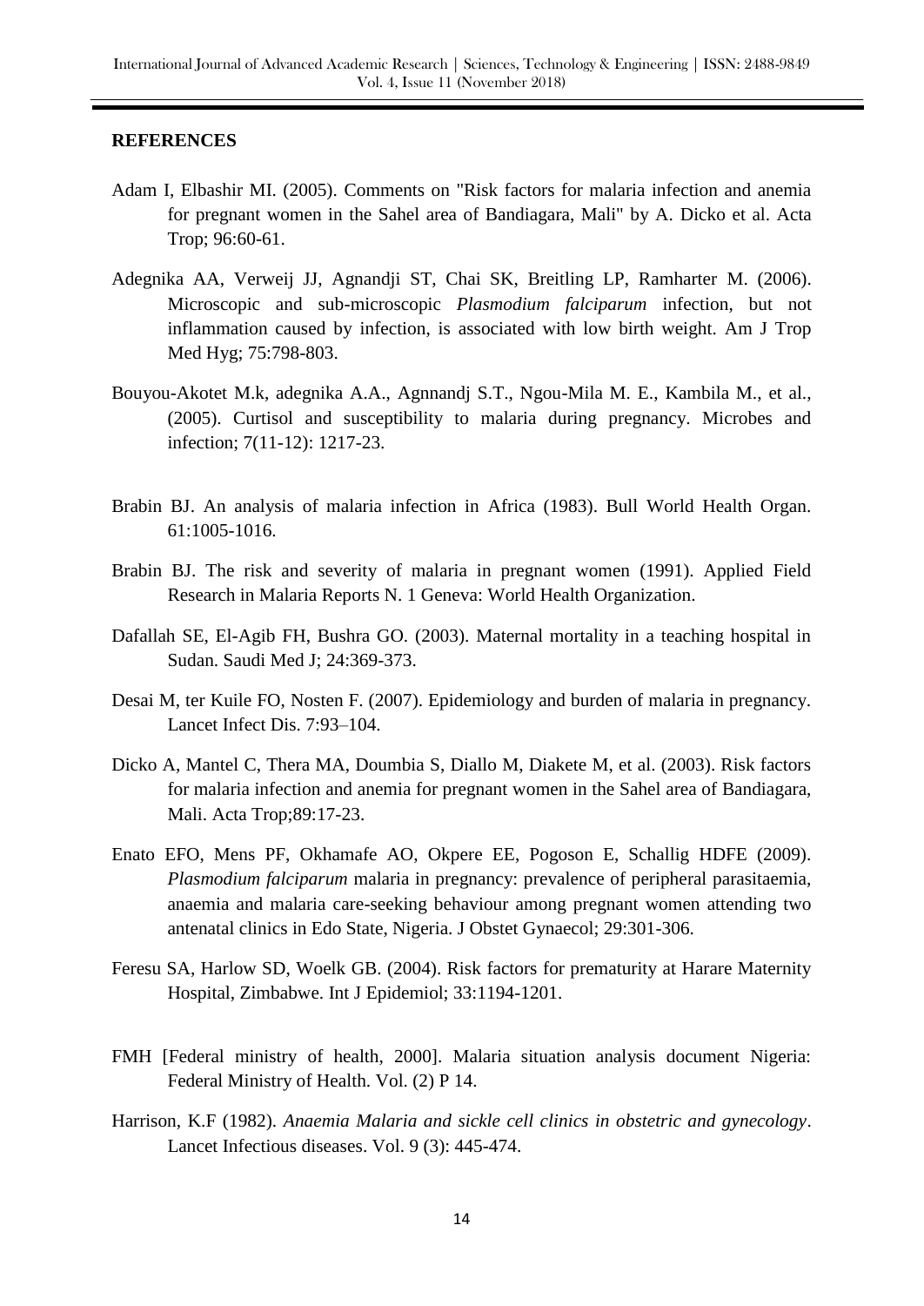## REFERENCES

Adam I, Elbashir MI. (2005). Comments on "Risk factors for malaria infection and anemia for pregnant women in the Sahel area of Bandiagara, Mali" by A. Dicko et al. Acta Trop; 96:60-61.

Adegnika AA, Verweij JJ, Agnandji ST, Chai SK, Breitling LP, Ramharter M. (2006). Microscopic and sub-microscopic *Plasmodium falciparum* infection, but not inflammation caused by infection, is associated with low birth weight. Am J Trop Med Hyg; 75:798-803.

Bouyou-Akotet M.k, adegnika A.A., Agnnandj S.T., Ngou-Mila M. E., Kambila M., et al., (2005). Curtisol and susceptibility to malaria during pregnancy. Microbes and infection; 7(11-12): 1217-23.

Brabin BJ. An analysis of malaria infection in Africa (1983). Bull World Health Organ. 61:1005-1016.

Brabin BJ. The risk and severity of malaria in pregnant women (1991). Applied Field Research in Malaria Reports N. 1 Geneva: World Health Organization.

Dafallah SE, El-Agib FH, Bushra GO. (2003). Maternal mortality in a teaching hospital in Sudan. Saudi Med J; 24:369-373.

Desai M, ter Kuile FO, Nosten F. (2007). Epidemiology and burden of malaria in pregnancy. Lancet Infect Dis. 7:93–104.

Dicko A, Mantel C, Thera MA, Doumbia S, Diallo M, Diakete M, et al. (2003). Risk factors for malaria infection and anemia for pregnant women in the Sahel area of Bandiagara, Mali. Acta Trop;89:17-23.

Enato EFO, Mens PF, Okhamafe AO, Okpere EE, Pogoson E, Schallig HDFE (2009). *Plasmodium falciparum* malaria in pregnancy: prevalence of peripheral parasitaemia, anaemia and malaria care-seeking behaviour among pregnant women attending two antenatal clinics in Edo State, Nigeria. J Obstet Gynaecol; 29:301-306.

Feresu SA, Harlow SD, Woelk GB. (2004). Risk factors for prematurity at Harare Maternity Hospital, Zimbabwe. Int J Epidemiol; 33:1194-1201.

FMH [Federal ministry of health, 2000]. Malaria situation analysis document Nigeria: Federal Ministry of Health. Vol. (2) P 14.

Harrison, K.F (1982). *Anaemia Malaria and sickle cell clinics in obstetric and gynecology*. Lancet Infectious diseases. Vol. 9 (3): 445-474.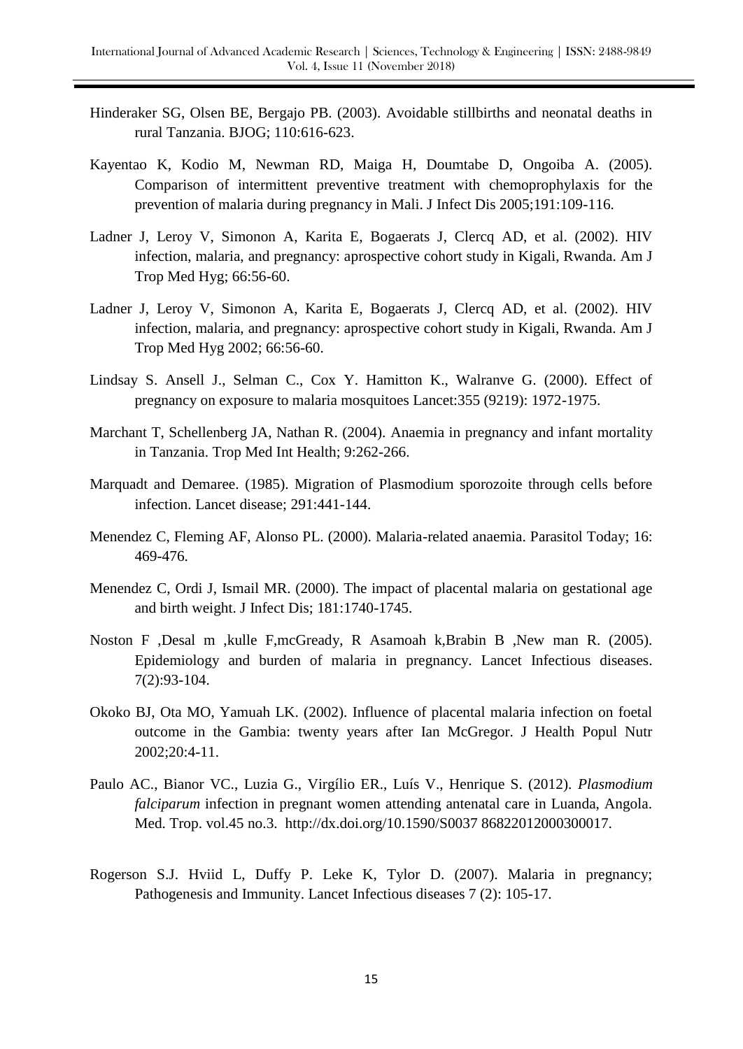Hinderaker SG, Olsen BE, Bergajo PB. (2003). Avoidable stillbirths and neonatal deaths in rural Tanzania. BJOG; 110:616-623.

Kayentao K, Kodio M, Newman RD, Maiga H, Doumtabe D, Ongoiba A. (2005). Comparison of intermittent preventive treatment with chemoprophylaxis for the prevention of malaria during pregnancy in Mali. J Infect Dis 2005;191:109-116.

Ladner J, Leroy V, Simonon A, Karita E, Bogaerats J, Clercq AD, et al. (2002). HIV infection, malaria, and pregnancy: aprospective cohort study in Kigali, Rwanda. Am J Trop Med Hyg; 66:56-60.

Ladner J, Leroy V, Simonon A, Karita E, Bogaerats J, Clercq AD, et al. (2002). HIV infection, malaria, and pregnancy: aprospective cohort study in Kigali, Rwanda. Am J Trop Med Hyg 2002; 66:56-60.

Lindsay S. Ansell J., Selman C., Cox Y. Hamitton K., Walranve G. (2000). Effect of pregnancy on exposure to malaria mosquitoes Lancet:355 (9219): 1972-1975.

Marchant T, Schellenberg JA, Nathan R. (2004). Anaemia in pregnancy and infant mortality in Tanzania. Trop Med Int Health; 9:262-266.

Marquadt and Demaree. (1985). Migration of Plasmodium sporozoite through cells before infection. Lancet disease; 291:441-144.

Menendez C, Fleming AF, Alonso PL. (2000). Malaria-related anaemia. Parasitol Today; 16: 469-476.

Menendez C, Ordi J, Ismail MR. (2000). The impact of placental malaria on gestational age and birth weight. J Infect Dis; 181:1740-1745.

Noston F ,Desal m ,kulle F,mcGready, R Asamoah k,Brabin B ,New man R. (2005). Epidemiology and burden of malaria in pregnancy. Lancet Infectious diseases. 7(2):93-104.

Okoko BJ, Ota MO, Yamuah LK. (2002). Influence of placental malaria infection on foetal outcome in the Gambia: twenty years after Ian McGregor. J Health Popul Nutr 2002;20:4-11.

Paulo AC., Bianor VC., Luzia G., Virgílio ER., Luís V., Henrique S. (2012). *Plasmodium falciparum* infection in pregnant women attending antenatal care in Luanda, Angola. Med. Trop. vol.45 no.3. http://dx.doi.org/10.1590/S0037 86822012000300017.

Rogerson S.J. Hviid L, Duffy P. Leke K, Tylor D. (2007). Malaria in pregnancy; Pathogenesis and Immunity. Lancet Infectious diseases 7 (2): 105-17.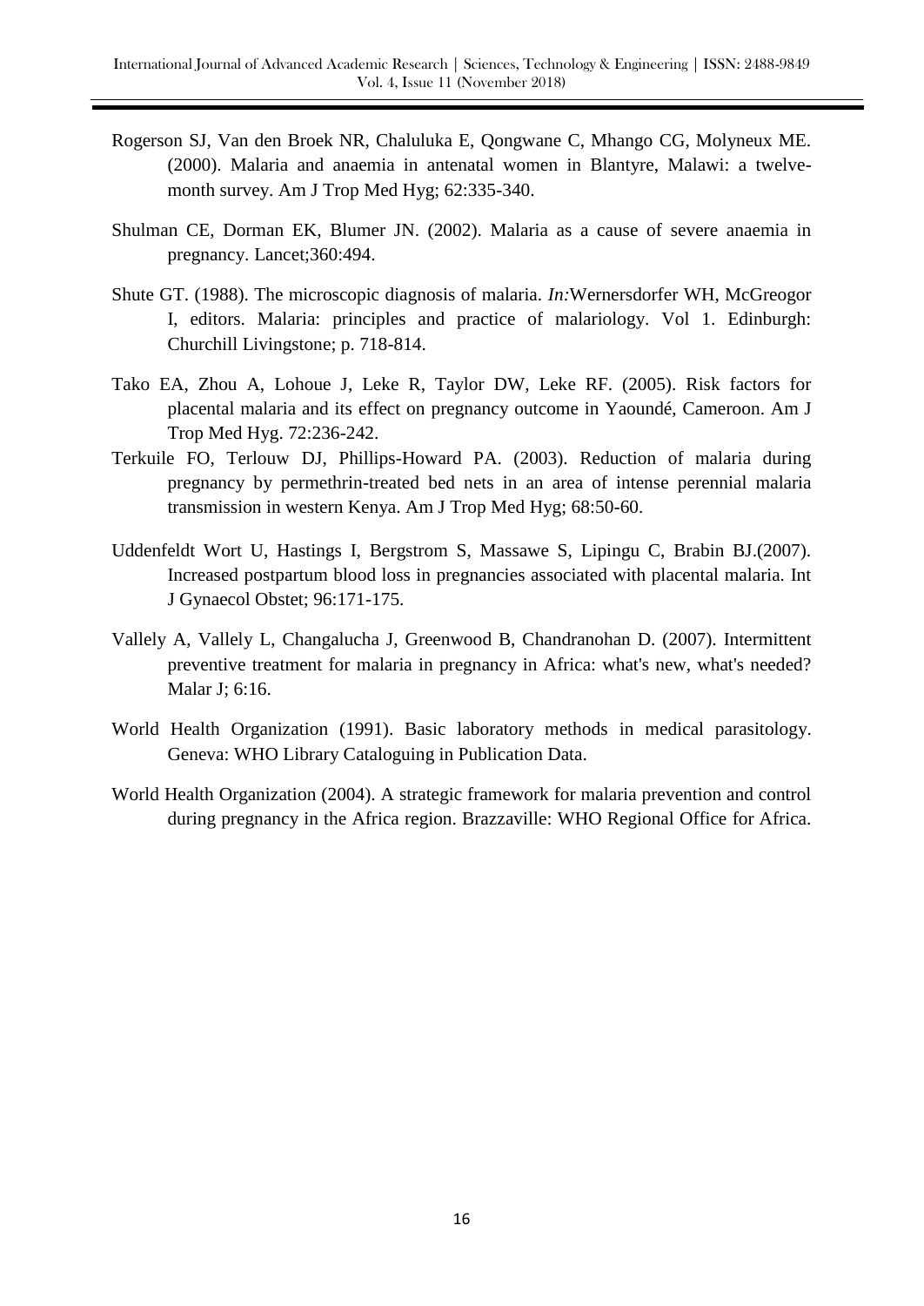Rogerson SJ, Van den Broek NR, Chaluluka E, Qongwane C, Mhango CG, Molyneux ME. (2000). Malaria and anaemia in antenatal women in Blantyre, Malawi: a twelve-month survey. Am J Trop Med Hyg; 62:335-340.

Shulman CE, Dorman EK, Blumer JN. (2002). Malaria as a cause of severe anaemia in pregnancy. Lancet;360:494.

Shute GT. (1988). The microscopic diagnosis of malaria. *In:*Wernersdorfer WH, McGreogor I, editors. Malaria: principles and practice of malariology. Vol 1. Edinburgh: Churchill Livingstone; p. 718-814.

Tako EA, Zhou A, Lohoue J, Leke R, Taylor DW, Leke RF. (2005). Risk factors for placental malaria and its effect on pregnancy outcome in Yaoundé, Cameroon. Am J Trop Med Hyg. 72:236-242.

Terkuile FO, Terlouw DJ, Phillips-Howard PA. (2003). Reduction of malaria during pregnancy by permethrin-treated bed nets in an area of intense perennial malaria transmission in western Kenya. Am J Trop Med Hyg; 68:50-60.

Uddenfeldt Wort U, Hastings I, Bergstrom S, Massawe S, Lipingu C, Brabin BJ.(2007). Increased postpartum blood loss in pregnancies associated with placental malaria. Int J Gynaecol Obstet; 96:171-175.

Vallely A, Vallely L, Changalucha J, Greenwood B, Chandranohan D. (2007). Intermittent preventive treatment for malaria in pregnancy in Africa: what's new, what's needed? Malar J; 6:16.

World Health Organization (1991). Basic laboratory methods in medical parasitology. Geneva: WHO Library Cataloguing in Publication Data.

World Health Organization (2004). A strategic framework for malaria prevention and control during pregnancy in the Africa region. Brazzaville: WHO Regional Office for Africa.